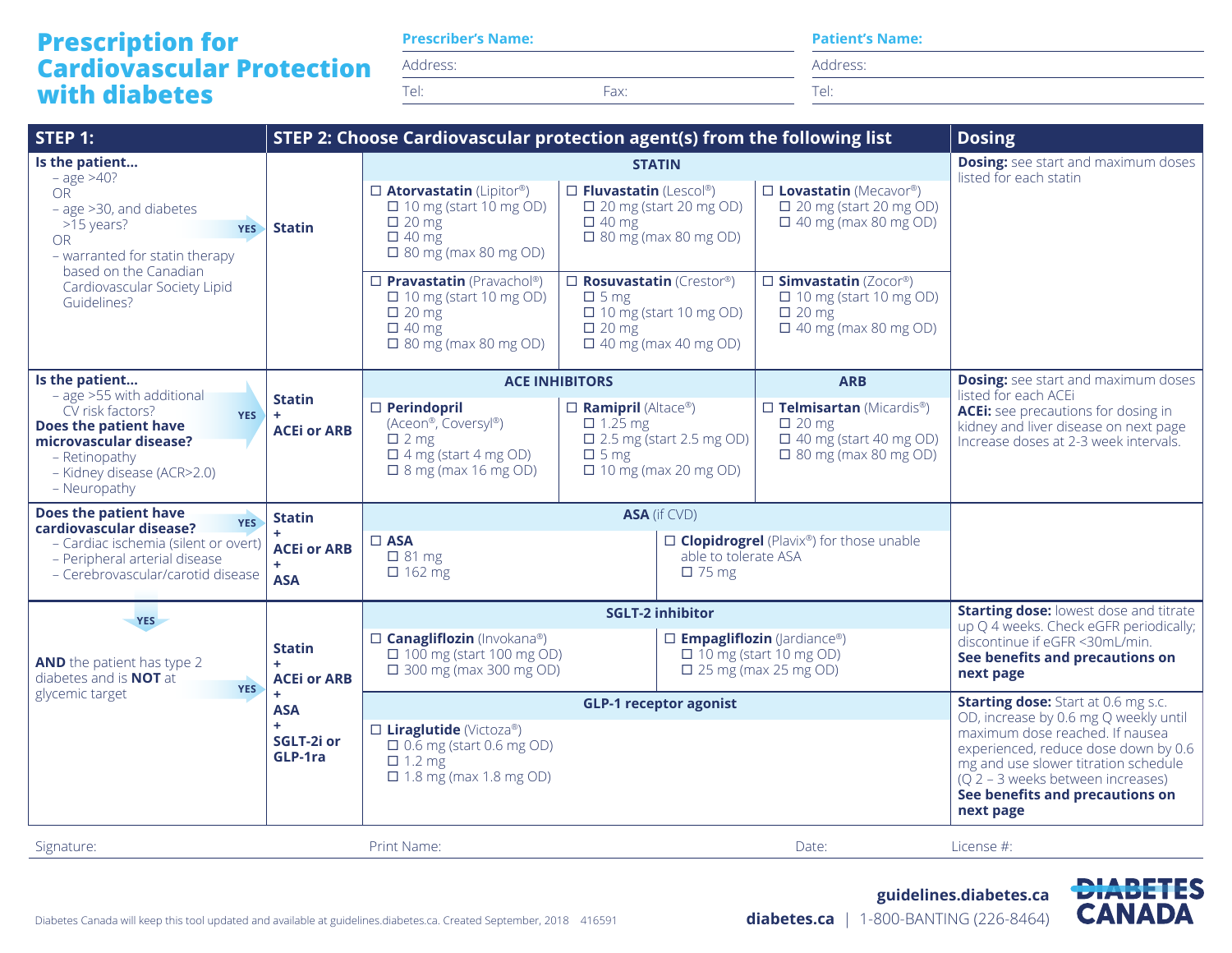# Prescription for Cardiovascular Protection with diabetes

**Prescriber's Name:**

Address:

Tel: Fax:

**Patient's Name:**

Address:

Tel:

| STEP 1: | STEP 2: Choose Cardiovascular protection agent(s) from the following list | | Dosing |
|---|---|---|---|
| **Is the patient...** – age >40? OR – age >30, and diabetes >15 years? OR – warranted for statin therapy based on the Canadian Cardiovascular Society Lipid Guidelines? **YES** | **Statin** | **STATIN**<br>☐ **Atorvastatin** (Lipitor®): ☐ 10 mg (start 10 mg OD) ☐ 20 mg ☐ 40 mg ☐ 80 mg (max 80 mg OD)<br>☐ **Fluvastatin** (Lescol®): ☐ 20 mg (start 20 mg OD) ☐ 40 mg ☐ 80 mg (max 80 mg OD)<br>☐ **Lovastatin** (Mecavor®): ☐ 20 mg (start 20 mg OD) ☐ 40 mg (max 80 mg OD)<br>☐ **Pravastatin** (Pravachol®): ☐ 10 mg (start 10 mg OD) ☐ 20 mg ☐ 40 mg ☐ 80 mg (max 80 mg OD)<br>☐ **Rosuvastatin** (Crestor®): ☐ 5 mg ☐ 10 mg (start 10 mg OD) ☐ 20 mg ☐ 40 mg (max 40 mg OD)<br>☐ **Simvastatin** (Zocor®): ☐ 10 mg (start 10 mg OD) ☐ 20 mg ☐ 40 mg (max 80 mg OD) | **Dosing:** see start and maximum doses listed for each statin |
| **Is the patient...** – age >55 with additional CV risk factors? **Does the patient have microvascular disease?** – Retinopathy – Kidney disease (ACR>2.0) – Neuropathy **YES** | **Statin + ACEi or ARB** | **ACE INHIBITORS**<br>☐ **Perindopril** (Aceon®, Coversyl®): ☐ 2 mg ☐ 4 mg (start 4 mg OD) ☐ 8 mg (max 16 mg OD)<br>☐ **Ramipril** (Altace®): ☐ 1.25 mg ☐ 2.5 mg (start 2.5 mg OD) ☐ 5 mg ☐ 10 mg (max 20 mg OD)<br>**ARB**<br>☐ **Telmisartan** (Micardis®): ☐ 20 mg ☐ 40 mg (start 40 mg OD) ☐ 80 mg (max 80 mg OD) | **Dosing:** see start and maximum doses listed for each ACEi<br>**ACEi:** see precautions for dosing in kidney and liver disease on next page Increase doses at 2-3 week intervals. |
| **Does the patient have cardiovascular disease?** – Cardiac ischemia (silent or overt) – Peripheral arterial disease – Cerebrovascular/carotid disease **YES** | **Statin + ACEi or ARB + ASA** | **ASA** (if CVD)<br>☐ **ASA**: ☐ 81 mg ☐ 162 mg<br>☐ **Clopidrogrel** (Plavix®) for those unable able to tolerate ASA: ☐ 75 mg | |
| **YES** **AND** the patient has type 2 diabetes and is **NOT** at glycemic target **YES** | **Statin + ACEi or ARB + ASA + SGLT-2i or GLP-1ra** | **SGLT-2 inhibitor**<br>☐ **Canagliflozin** (Invokana®): ☐ 100 mg (start 100 mg OD) ☐ 300 mg (max 300 mg OD)<br>☐ **Empagliflozin** (Jardiance®): ☐ 10 mg (start 10 mg OD) ☐ 25 mg (max 25 mg OD) | **Starting dose:** lowest dose and titrate up Q 4 weeks. Check eGFR periodically; discontinue if eGFR <30mL/min. **See benefits and precautions on next page** |
| | | **GLP-1 receptor agonist**<br>☐ **Liraglutide** (Victoza®): ☐ 0.6 mg (start 0.6 mg OD) ☐ 1.2 mg ☐ 1.8 mg (max 1.8 mg OD) | **Starting dose:** Start at 0.6 mg s.c. OD, increase by 0.6 mg Q weekly until maximum dose reached. If nausea experienced, reduce dose down by 0.6 mg and use slower titration schedule (Q 2 – 3 weeks between increases) **See benefits and precautions on next page** |

Signature: Print Name: Date: License #:

Diabetes Canada will keep this tool updated and available at guidelines.diabetes.ca. Created September, 2018 416591

**guidelines.diabetes.ca**

**diabetes.ca** | 1-800-BANTING (226-8464)

**DIABETES CANADA**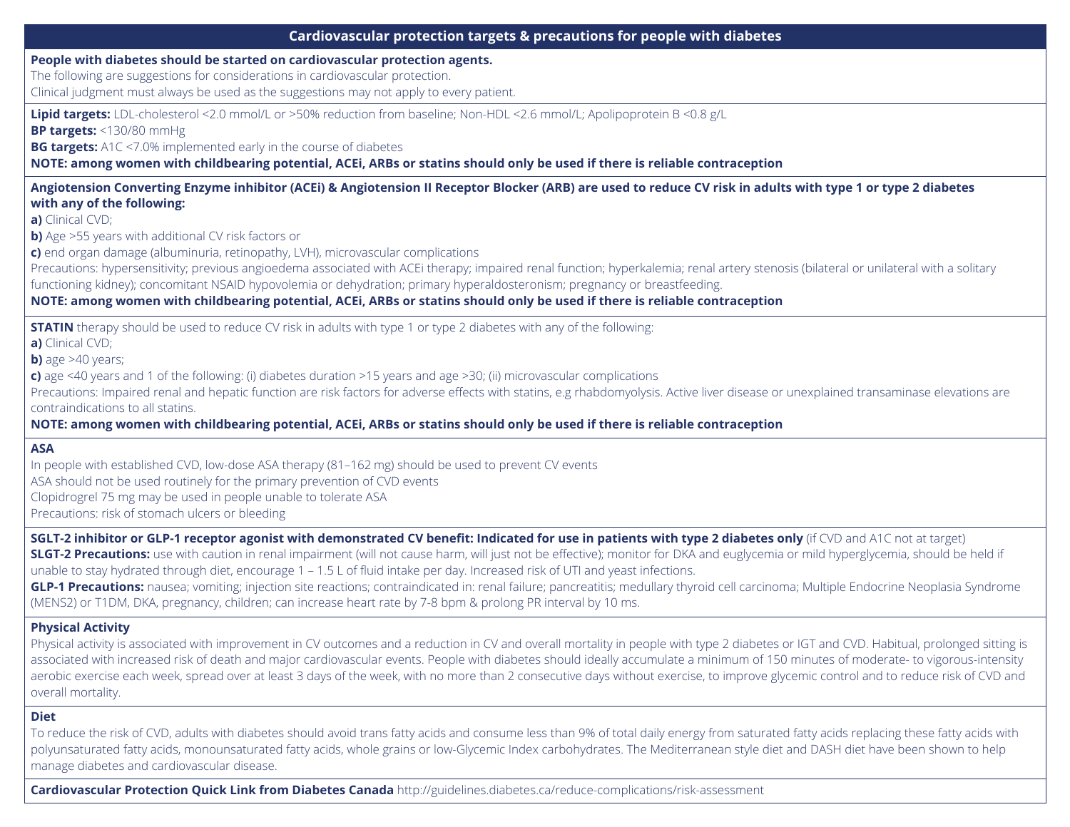## Cardiovascular protection targets & precautions for people with diabetes

**People with diabetes should be started on cardiovascular protection agents.**
The following are suggestions for considerations in cardiovascular protection.
Clinical judgment must always be used as the suggestions may not apply to every patient.

**Lipid targets:** LDL-cholesterol <2.0 mmol/L or >50% reduction from baseline; Non-HDL <2.6 mmol/L; Apolipoprotein B <0.8 g/L
**BP targets:** <130/80 mmHg
**BG targets:** A1C <7.0% implemented early in the course of diabetes
**NOTE: among women with childbearing potential, ACEi, ARBs or statins should only be used if there is reliable contraception**

**Angiotension Converting Enzyme inhibitor (ACEi) & Angiotension II Receptor Blocker (ARB) are used to reduce CV risk in adults with type 1 or type 2 diabetes with any of the following:**
**a)** Clinical CVD;
**b)** Age >55 years with additional CV risk factors or
**c)** end organ damage (albuminuria, retinopathy, LVH), microvascular complications
Precautions: hypersensitivity; previous angioedema associated with ACEi therapy; impaired renal function; hyperkalemia; renal artery stenosis (bilateral or unilateral with a solitary functioning kidney); concomitant NSAID hypovolemia or dehydration; primary hyperaldosteronism; pregnancy or breastfeeding.
**NOTE: among women with childbearing potential, ACEi, ARBs or statins should only be used if there is reliable contraception**

**STATIN** therapy should be used to reduce CV risk in adults with type 1 or type 2 diabetes with any of the following:
**a)** Clinical CVD;
**b)** age >40 years;
**c)** age <40 years and 1 of the following: (i) diabetes duration >15 years and age >30; (ii) microvascular complications
Precautions: Impaired renal and hepatic function are risk factors for adverse effects with statins, e.g rhabdomyolysis. Active liver disease or unexplained transaminase elevations are contraindications to all statins.
**NOTE: among women with childbearing potential, ACEi, ARBs or statins should only be used if there is reliable contraception**

**ASA**
In people with established CVD, low-dose ASA therapy (81–162 mg) should be used to prevent CV events
ASA should not be used routinely for the primary prevention of CVD events
Clopidrogrel 75 mg may be used in people unable to tolerate ASA
Precautions: risk of stomach ulcers or bleeding

**SGLT-2 inhibitor or GLP-1 receptor agonist with demonstrated CV benefit: Indicated for use in patients with type 2 diabetes only** (if CVD and A1C not at target)
**SLGT-2 Precautions:** use with caution in renal impairment (will not cause harm, will just not be effective); monitor for DKA and euglycemia or mild hyperglycemia, should be held if unable to stay hydrated through diet, encourage 1 – 1.5 L of fluid intake per day. Increased risk of UTI and yeast infections.
**GLP-1 Precautions:** nausea; vomiting; injection site reactions; contraindicated in: renal failure; pancreatitis; medullary thyroid cell carcinoma; Multiple Endocrine Neoplasia Syndrome (MENS2) or T1DM, DKA, pregnancy, children; can increase heart rate by 7-8 bpm & prolong PR interval by 10 ms.

**Physical Activity**
Physical activity is associated with improvement in CV outcomes and a reduction in CV and overall mortality in people with type 2 diabetes or IGT and CVD. Habitual, prolonged sitting is associated with increased risk of death and major cardiovascular events. People with diabetes should ideally accumulate a minimum of 150 minutes of moderate- to vigorous-intensity aerobic exercise each week, spread over at least 3 days of the week, with no more than 2 consecutive days without exercise, to improve glycemic control and to reduce risk of CVD and overall mortality.

**Diet**
To reduce the risk of CVD, adults with diabetes should avoid trans fatty acids and consume less than 9% of total daily energy from saturated fatty acids replacing these fatty acids with polyunsaturated fatty acids, monounsaturated fatty acids, whole grains or low-Glycemic Index carbohydrates. The Mediterranean style diet and DASH diet have been shown to help manage diabetes and cardiovascular disease.

**Cardiovascular Protection Quick Link from Diabetes Canada** http://guidelines.diabetes.ca/reduce-complications/risk-assessment